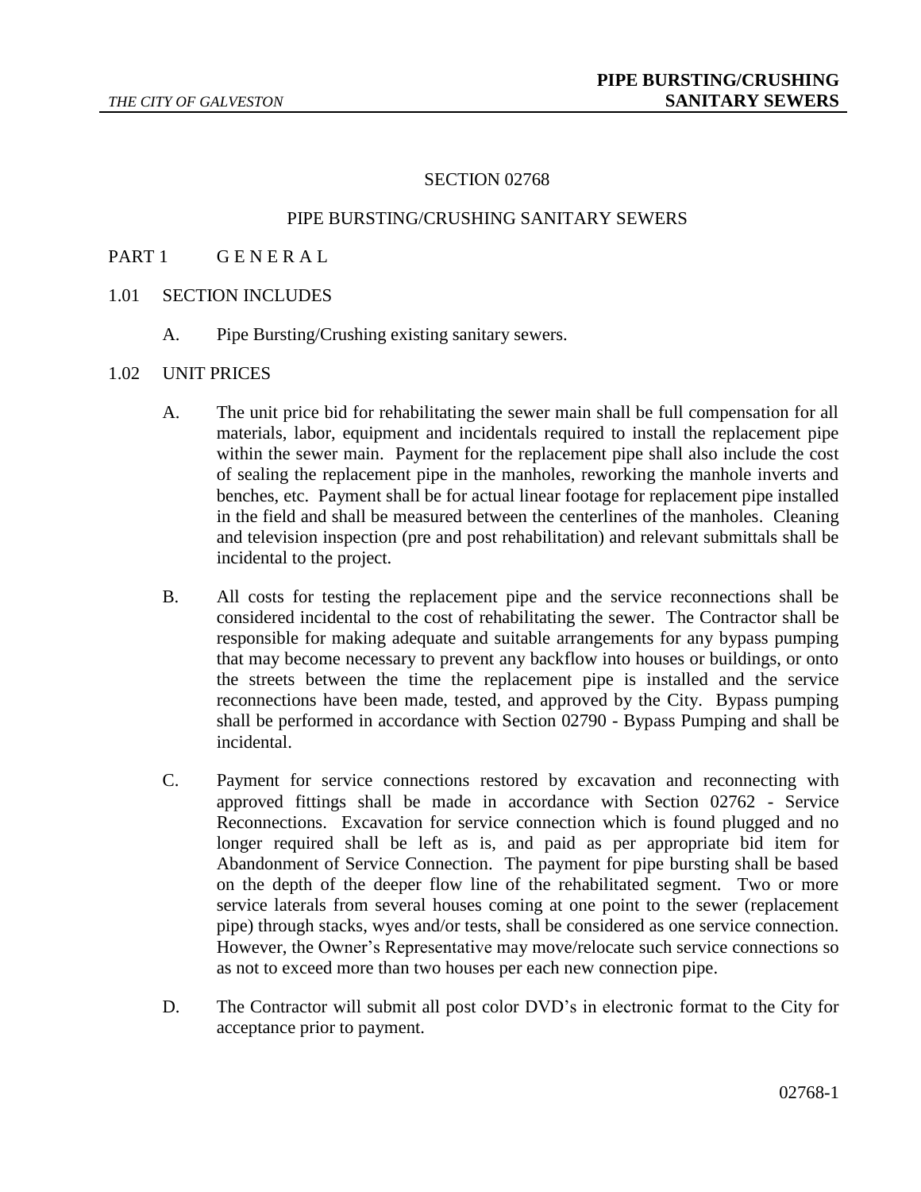# SECTION 02768

## PIPE BURSTING/CRUSHING SANITARY SEWERS

## PART 1 G E N E R A L

### 1.01 SECTION INCLUDES

A. Pipe Bursting/Crushing existing sanitary sewers.

### 1.02 UNIT PRICES

A. The unit price bid for rehabilitating the sewer main shall be full compensation for all materials, labor, equipment and incidentals required to install the replacement pipe within the sewer main. Payment for the replacement pipe shall also include the cost of sealing the replacement pipe in the manholes, reworking the manhole inverts and benches, etc. Payment shall be for actual linear footage for replacement pipe installed in the field and shall be measured between the centerlines of the manholes. Cleaning and television inspection (pre and post rehabilitation) and relevant submittals shall be incidental to the project.

B. All costs for testing the replacement pipe and the service reconnections shall be considered incidental to the cost of rehabilitating the sewer. The Contractor shall be responsible for making adequate and suitable arrangements for any bypass pumping that may become necessary to prevent any backflow into houses or buildings, or onto the streets between the time the replacement pipe is installed and the service reconnections have been made, tested, and approved by the City. Bypass pumping shall be performed in accordance with Section 02790 - Bypass Pumping and shall be incidental.

C. Payment for service connections restored by excavation and reconnecting with approved fittings shall be made in accordance with Section 02762 - Service Reconnections. Excavation for service connection which is found plugged and no longer required shall be left as is, and paid as per appropriate bid item for Abandonment of Service Connection. The payment for pipe bursting shall be based on the depth of the deeper flow line of the rehabilitated segment. Two or more service laterals from several houses coming at one point to the sewer (replacement pipe) through stacks, wyes and/or tests, shall be considered as one service connection. However, the Owner's Representative may move/relocate such service connections so as not to exceed more than two houses per each new connection pipe.

D. The Contractor will submit all post color DVD's in electronic format to the City for acceptance prior to payment.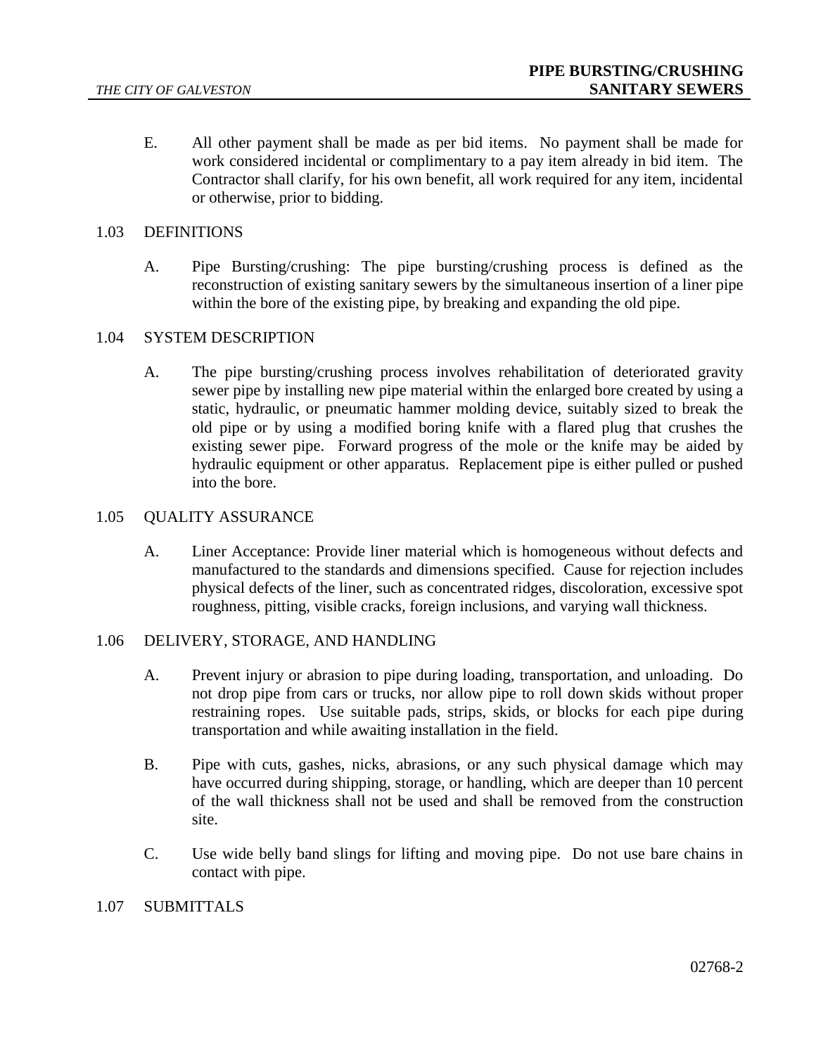E. All other payment shall be made as per bid items. No payment shall be made for work considered incidental or complimentary to a pay item already in bid item. The Contractor shall clarify, for his own benefit, all work required for any item, incidental or otherwise, prior to bidding.

## 1.03 DEFINITIONS

A. Pipe Bursting/crushing: The pipe bursting/crushing process is defined as the reconstruction of existing sanitary sewers by the simultaneous insertion of a liner pipe within the bore of the existing pipe, by breaking and expanding the old pipe.

## 1.04 SYSTEM DESCRIPTION

A. The pipe bursting/crushing process involves rehabilitation of deteriorated gravity sewer pipe by installing new pipe material within the enlarged bore created by using a static, hydraulic, or pneumatic hammer molding device, suitably sized to break the old pipe or by using a modified boring knife with a flared plug that crushes the existing sewer pipe. Forward progress of the mole or the knife may be aided by hydraulic equipment or other apparatus. Replacement pipe is either pulled or pushed into the bore.

## 1.05 QUALITY ASSURANCE

A. Liner Acceptance: Provide liner material which is homogeneous without defects and manufactured to the standards and dimensions specified. Cause for rejection includes physical defects of the liner, such as concentrated ridges, discoloration, excessive spot roughness, pitting, visible cracks, foreign inclusions, and varying wall thickness.

## 1.06 DELIVERY, STORAGE, AND HANDLING

A. Prevent injury or abrasion to pipe during loading, transportation, and unloading. Do not drop pipe from cars or trucks, nor allow pipe to roll down skids without proper restraining ropes. Use suitable pads, strips, skids, or blocks for each pipe during transportation and while awaiting installation in the field.

B. Pipe with cuts, gashes, nicks, abrasions, or any such physical damage which may have occurred during shipping, storage, or handling, which are deeper than 10 percent of the wall thickness shall not be used and shall be removed from the construction site.

C. Use wide belly band slings for lifting and moving pipe. Do not use bare chains in contact with pipe.

## 1.07 SUBMITTALS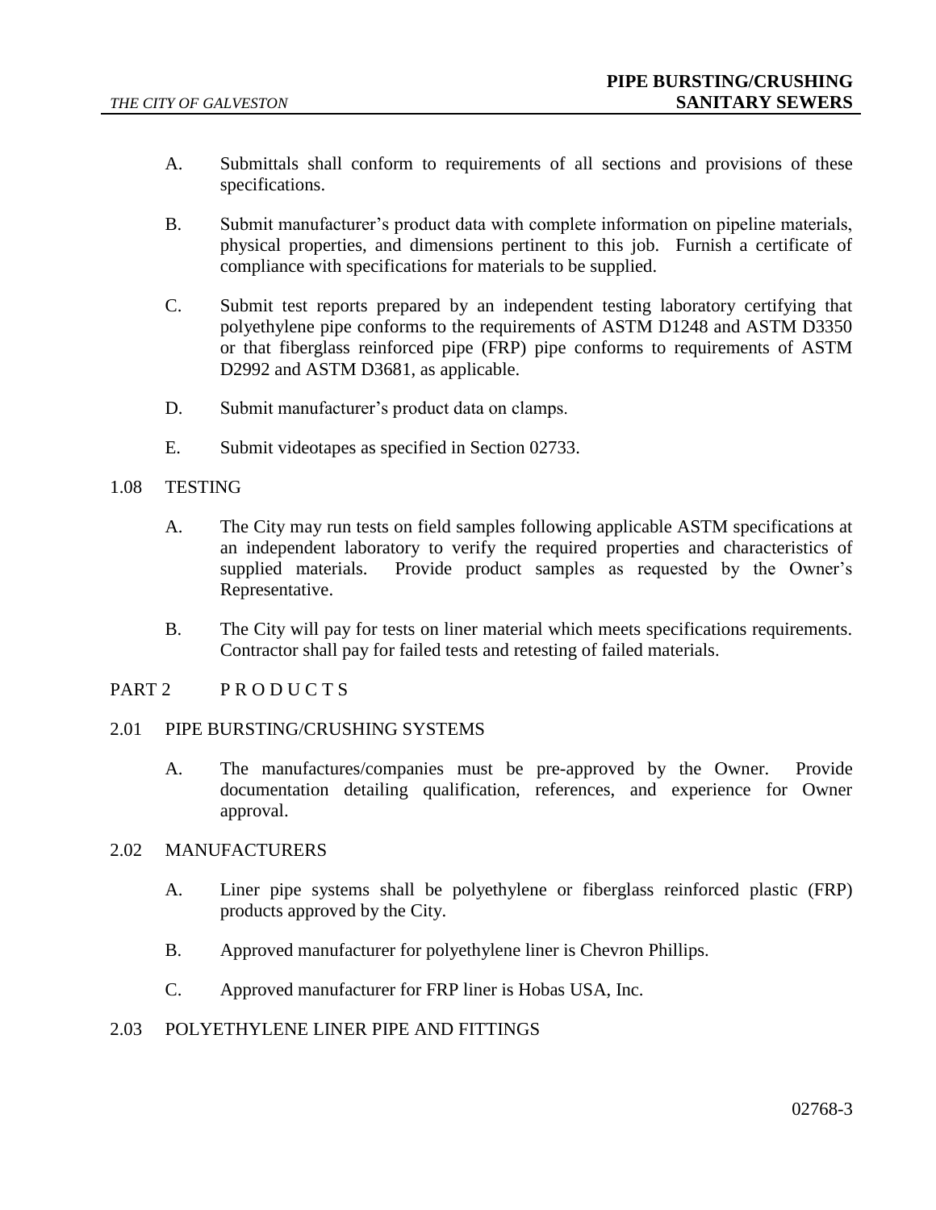A. Submittals shall conform to requirements of all sections and provisions of these specifications.

B. Submit manufacturer's product data with complete information on pipeline materials, physical properties, and dimensions pertinent to this job. Furnish a certificate of compliance with specifications for materials to be supplied.

C. Submit test reports prepared by an independent testing laboratory certifying that polyethylene pipe conforms to the requirements of ASTM D1248 and ASTM D3350 or that fiberglass reinforced pipe (FRP) pipe conforms to requirements of ASTM D2992 and ASTM D3681, as applicable.

D. Submit manufacturer's product data on clamps.

E. Submit videotapes as specified in Section 02733.

## 1.08 TESTING

A. The City may run tests on field samples following applicable ASTM specifications at an independent laboratory to verify the required properties and characteristics of supplied materials. Provide product samples as requested by the Owner's Representative.

B. The City will pay for tests on liner material which meets specifications requirements. Contractor shall pay for failed tests and retesting of failed materials.

# PART 2 P R O D U C T S

## 2.01 PIPE BURSTING/CRUSHING SYSTEMS

A. The manufactures/companies must be pre-approved by the Owner. Provide documentation detailing qualification, references, and experience for Owner approval.

## 2.02 MANUFACTURERS

A. Liner pipe systems shall be polyethylene or fiberglass reinforced plastic (FRP) products approved by the City.

B. Approved manufacturer for polyethylene liner is Chevron Phillips.

C. Approved manufacturer for FRP liner is Hobas USA, Inc.

## 2.03 POLYETHYLENE LINER PIPE AND FITTINGS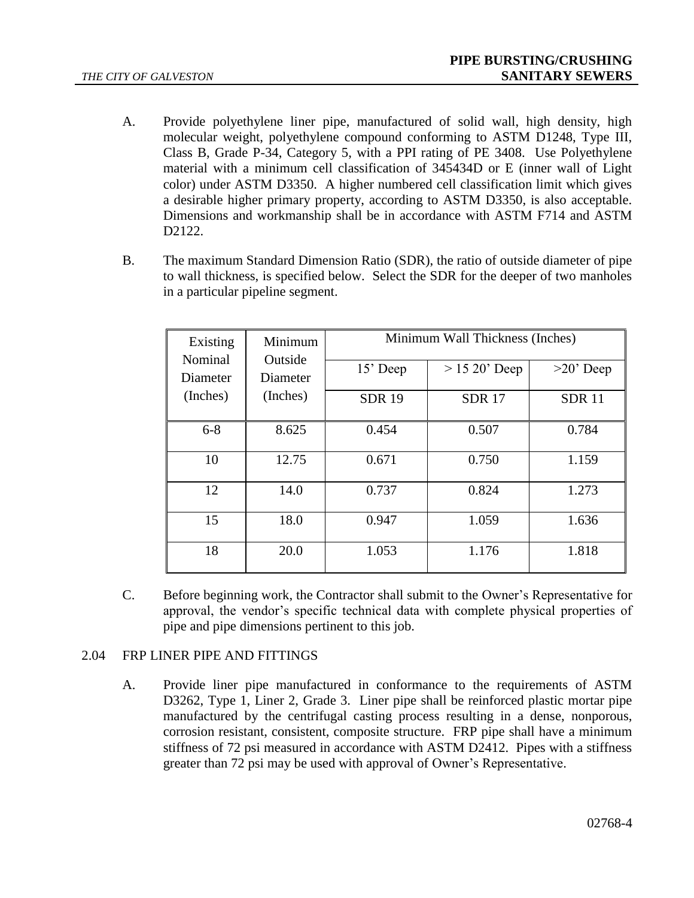A. Provide polyethylene liner pipe, manufactured of solid wall, high density, high molecular weight, polyethylene compound conforming to ASTM D1248, Type III, Class B, Grade P-34, Category 5, with a PPI rating of PE 3408. Use Polyethylene material with a minimum cell classification of 345434D or E (inner wall of Light color) under ASTM D3350. A higher numbered cell classification limit which gives a desirable higher primary property, according to ASTM D3350, is also acceptable. Dimensions and workmanship shall be in accordance with ASTM F714 and ASTM D2122.

B. The maximum Standard Dimension Ratio (SDR), the ratio of outside diameter of pipe to wall thickness, is specified below. Select the SDR for the deeper of two manholes in a particular pipeline segment.

| Existing Nominal Diameter (Inches) | Minimum Outside Diameter (Inches) | Minimum Wall Thickness (Inches) | | |
|---|---|---|---|---|
| | | 15' Deep | > 15 20' Deep | >20' Deep |
| | | SDR 19 | SDR 17 | SDR 11 |
| 6-8 | 8.625 | 0.454 | 0.507 | 0.784 |
| 10 | 12.75 | 0.671 | 0.750 | 1.159 |
| 12 | 14.0 | 0.737 | 0.824 | 1.273 |
| 15 | 18.0 | 0.947 | 1.059 | 1.636 |
| 18 | 20.0 | 1.053 | 1.176 | 1.818 |

C. Before beginning work, the Contractor shall submit to the Owner's Representative for approval, the vendor's specific technical data with complete physical properties of pipe and pipe dimensions pertinent to this job.

## 2.04 FRP LINER PIPE AND FITTINGS

A. Provide liner pipe manufactured in conformance to the requirements of ASTM D3262, Type 1, Liner 2, Grade 3. Liner pipe shall be reinforced plastic mortar pipe manufactured by the centrifugal casting process resulting in a dense, nonporous, corrosion resistant, consistent, composite structure. FRP pipe shall have a minimum stiffness of 72 psi measured in accordance with ASTM D2412. Pipes with a stiffness greater than 72 psi may be used with approval of Owner's Representative.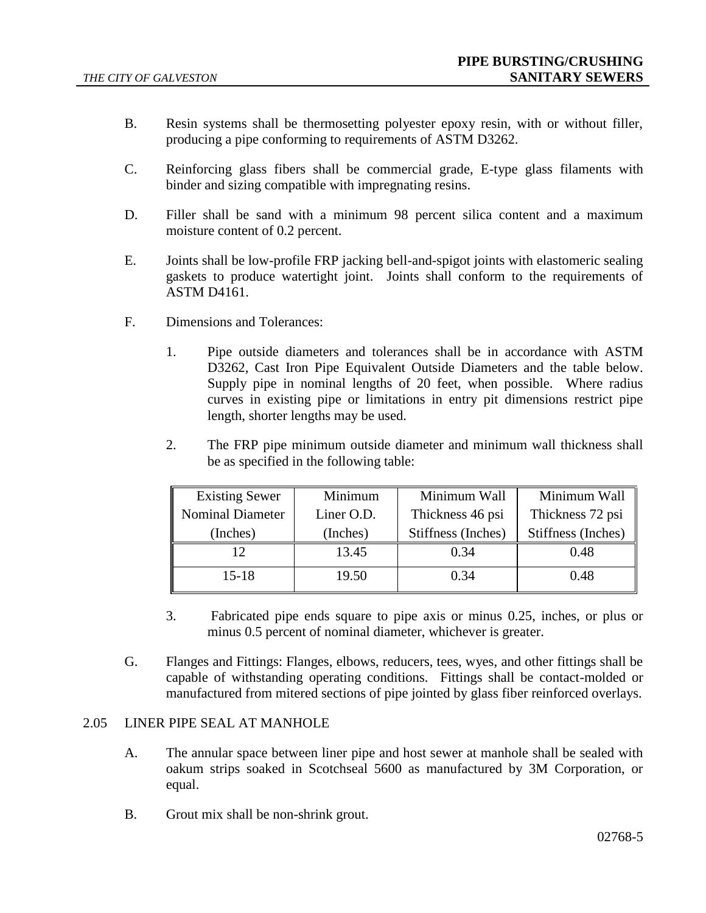B. Resin systems shall be thermosetting polyester epoxy resin, with or without filler, producing a pipe conforming to requirements of ASTM D3262.

C. Reinforcing glass fibers shall be commercial grade, E-type glass filaments with binder and sizing compatible with impregnating resins.

D. Filler shall be sand with a minimum 98 percent silica content and a maximum moisture content of 0.2 percent.

E. Joints shall be low-profile FRP jacking bell-and-spigot joints with elastomeric sealing gaskets to produce watertight joint. Joints shall conform to the requirements of ASTM D4161.

F. Dimensions and Tolerances:

1. Pipe outside diameters and tolerances shall be in accordance with ASTM D3262, Cast Iron Pipe Equivalent Outside Diameters and the table below. Supply pipe in nominal lengths of 20 feet, when possible. Where radius curves in existing pipe or limitations in entry pit dimensions restrict pipe length, shorter lengths may be used.

2. The FRP pipe minimum outside diameter and minimum wall thickness shall be as specified in the following table:

| Existing Sewer Nominal Diameter (Inches) | Minimum Liner O.D. (Inches) | Minimum Wall Thickness 46 psi Stiffness (Inches) | Minimum Wall Thickness 72 psi Stiffness (Inches) |
|---|---|---|---|
| 12 | 13.45 | 0.34 | 0.48 |
| 15-18 | 19.50 | 0.34 | 0.48 |

3. Fabricated pipe ends square to pipe axis or minus 0.25, inches, or plus or minus 0.5 percent of nominal diameter, whichever is greater.

G. Flanges and Fittings: Flanges, elbows, reducers, tees, wyes, and other fittings shall be capable of withstanding operating conditions. Fittings shall be contact-molded or manufactured from mitered sections of pipe jointed by glass fiber reinforced overlays.

## 2.05 LINER PIPE SEAL AT MANHOLE

A. The annular space between liner pipe and host sewer at manhole shall be sealed with oakum strips soaked in Scotchseal 5600 as manufactured by 3M Corporation, or equal.

B. Grout mix shall be non-shrink grout.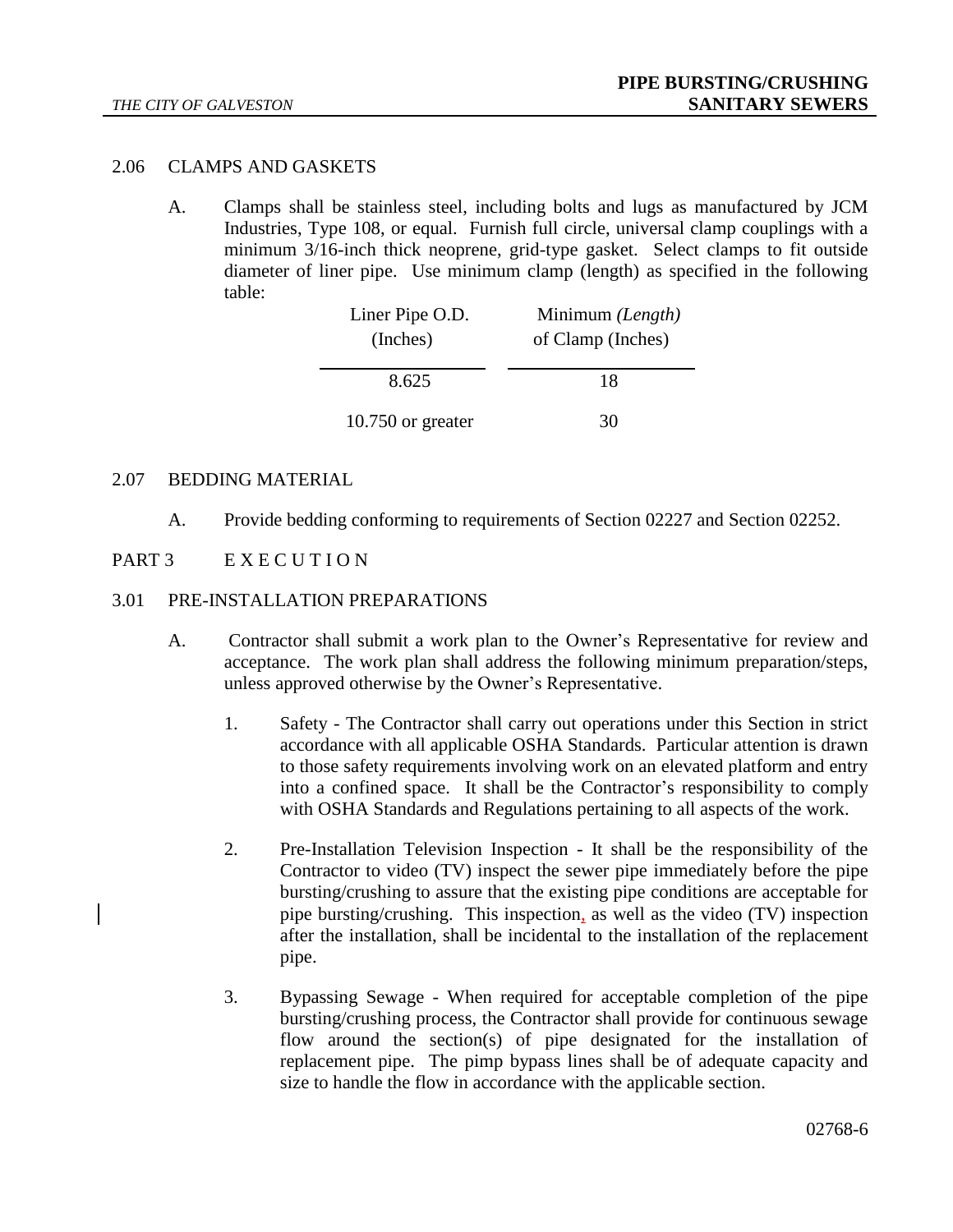2.06 CLAMPS AND GASKETS

A. Clamps shall be stainless steel, including bolts and lugs as manufactured by JCM Industries, Type 108, or equal. Furnish full circle, universal clamp couplings with a minimum 3/16-inch thick neoprene, grid-type gasket. Select clamps to fit outside diameter of liner pipe. Use minimum clamp (length) as specified in the following table:

| Liner Pipe O.D. (Inches) | Minimum *(Length)* of Clamp (Inches) |
|---|---|
| 8.625 | 18 |
| 10.750 or greater | 30 |

2.07 BEDDING MATERIAL

A. Provide bedding conforming to requirements of Section 02227 and Section 02252.

PART 3 E X E C U T I O N

3.01 PRE-INSTALLATION PREPARATIONS

A. Contractor shall submit a work plan to the Owner's Representative for review and acceptance. The work plan shall address the following minimum preparation/steps, unless approved otherwise by the Owner's Representative.

1. Safety - The Contractor shall carry out operations under this Section in strict accordance with all applicable OSHA Standards. Particular attention is drawn to those safety requirements involving work on an elevated platform and entry into a confined space. It shall be the Contractor's responsibility to comply with OSHA Standards and Regulations pertaining to all aspects of the work.

2. Pre-Installation Television Inspection - It shall be the responsibility of the Contractor to video (TV) inspect the sewer pipe immediately before the pipe bursting/crushing to assure that the existing pipe conditions are acceptable for pipe bursting/crushing. This inspection, as well as the video (TV) inspection after the installation, shall be incidental to the installation of the replacement pipe.

3. Bypassing Sewage - When required for acceptable completion of the pipe bursting/crushing process, the Contractor shall provide for continuous sewage flow around the section(s) of pipe designated for the installation of replacement pipe. The pimp bypass lines shall be of adequate capacity and size to handle the flow in accordance with the applicable section.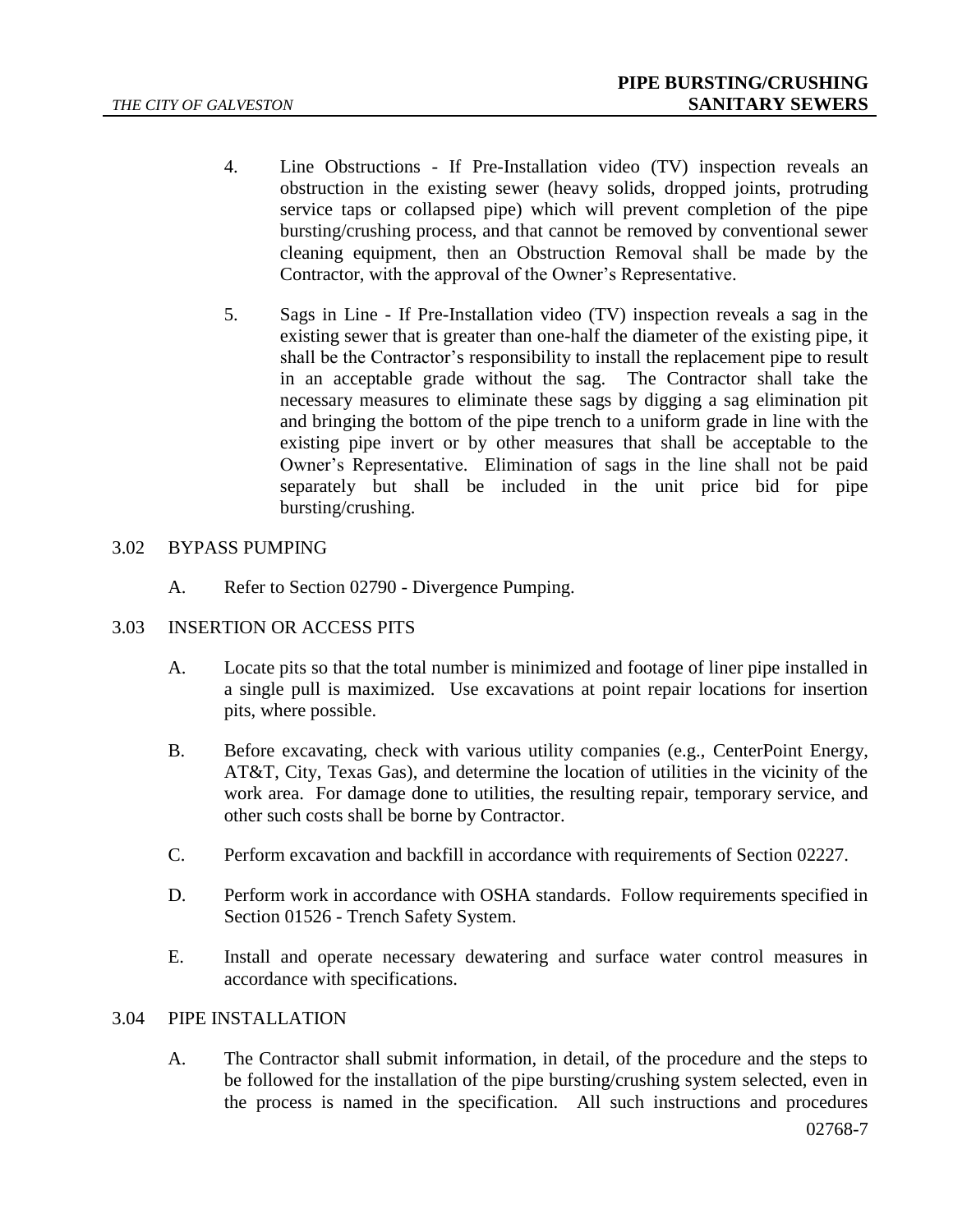4. Line Obstructions - If Pre-Installation video (TV) inspection reveals an obstruction in the existing sewer (heavy solids, dropped joints, protruding service taps or collapsed pipe) which will prevent completion of the pipe bursting/crushing process, and that cannot be removed by conventional sewer cleaning equipment, then an Obstruction Removal shall be made by the Contractor, with the approval of the Owner's Representative.

5. Sags in Line - If Pre-Installation video (TV) inspection reveals a sag in the existing sewer that is greater than one-half the diameter of the existing pipe, it shall be the Contractor's responsibility to install the replacement pipe to result in an acceptable grade without the sag. The Contractor shall take the necessary measures to eliminate these sags by digging a sag elimination pit and bringing the bottom of the pipe trench to a uniform grade in line with the existing pipe invert or by other measures that shall be acceptable to the Owner's Representative. Elimination of sags in the line shall not be paid separately but shall be included in the unit price bid for pipe bursting/crushing.

## 3.02 BYPASS PUMPING

A. Refer to Section 02790 - Divergence Pumping.

## 3.03 INSERTION OR ACCESS PITS

A. Locate pits so that the total number is minimized and footage of liner pipe installed in a single pull is maximized. Use excavations at point repair locations for insertion pits, where possible.

B. Before excavating, check with various utility companies (e.g., CenterPoint Energy, AT&T, City, Texas Gas), and determine the location of utilities in the vicinity of the work area. For damage done to utilities, the resulting repair, temporary service, and other such costs shall be borne by Contractor.

C. Perform excavation and backfill in accordance with requirements of Section 02227.

D. Perform work in accordance with OSHA standards. Follow requirements specified in Section 01526 - Trench Safety System.

E. Install and operate necessary dewatering and surface water control measures in accordance with specifications.

## 3.04 PIPE INSTALLATION

A. The Contractor shall submit information, in detail, of the procedure and the steps to be followed for the installation of the pipe bursting/crushing system selected, even in the process is named in the specification. All such instructions and procedures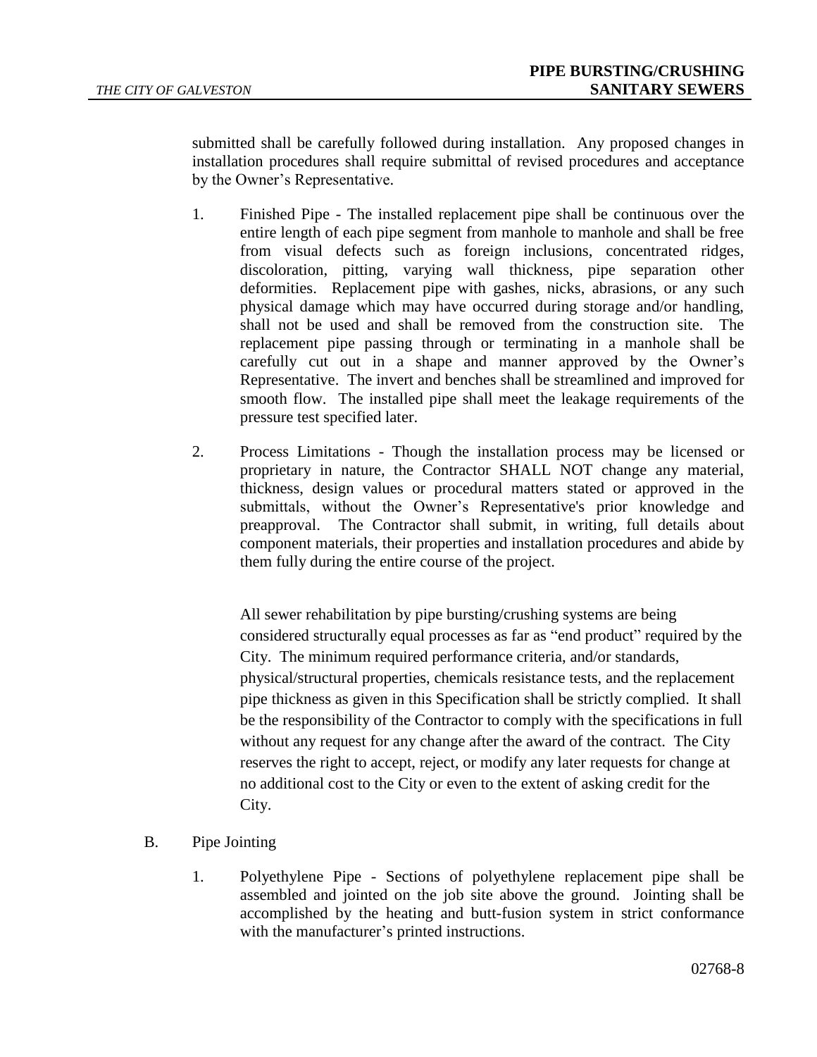submitted shall be carefully followed during installation. Any proposed changes in installation procedures shall require submittal of revised procedures and acceptance by the Owner's Representative.

1. Finished Pipe - The installed replacement pipe shall be continuous over the entire length of each pipe segment from manhole to manhole and shall be free from visual defects such as foreign inclusions, concentrated ridges, discoloration, pitting, varying wall thickness, pipe separation other deformities. Replacement pipe with gashes, nicks, abrasions, or any such physical damage which may have occurred during storage and/or handling, shall not be used and shall be removed from the construction site. The replacement pipe passing through or terminating in a manhole shall be carefully cut out in a shape and manner approved by the Owner's Representative. The invert and benches shall be streamlined and improved for smooth flow. The installed pipe shall meet the leakage requirements of the pressure test specified later.

2. Process Limitations - Though the installation process may be licensed or proprietary in nature, the Contractor SHALL NOT change any material, thickness, design values or procedural matters stated or approved in the submittals, without the Owner's Representative's prior knowledge and preapproval. The Contractor shall submit, in writing, full details about component materials, their properties and installation procedures and abide by them fully during the entire course of the project.

   All sewer rehabilitation by pipe bursting/crushing systems are being considered structurally equal processes as far as "end product" required by the City. The minimum required performance criteria, and/or standards, physical/structural properties, chemicals resistance tests, and the replacement pipe thickness as given in this Specification shall be strictly complied. It shall be the responsibility of the Contractor to comply with the specifications in full without any request for any change after the award of the contract. The City reserves the right to accept, reject, or modify any later requests for change at no additional cost to the City or even to the extent of asking credit for the City.

B. Pipe Jointing

1. Polyethylene Pipe - Sections of polyethylene replacement pipe shall be assembled and jointed on the job site above the ground. Jointing shall be accomplished by the heating and butt-fusion system in strict conformance with the manufacturer's printed instructions.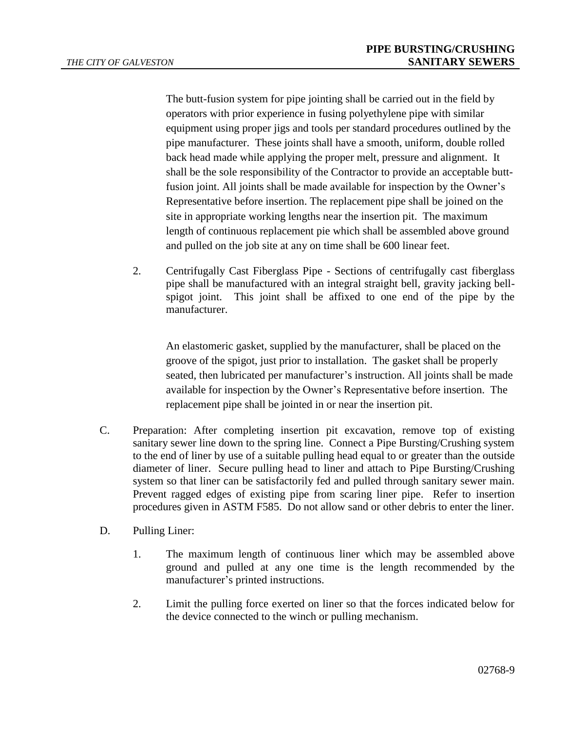The butt-fusion system for pipe jointing shall be carried out in the field by operators with prior experience in fusing polyethylene pipe with similar equipment using proper jigs and tools per standard procedures outlined by the pipe manufacturer. These joints shall have a smooth, uniform, double rolled back head made while applying the proper melt, pressure and alignment. It shall be the sole responsibility of the Contractor to provide an acceptable butt-fusion joint. All joints shall be made available for inspection by the Owner's Representative before insertion. The replacement pipe shall be joined on the site in appropriate working lengths near the insertion pit. The maximum length of continuous replacement pie which shall be assembled above ground and pulled on the job site at any on time shall be 600 linear feet.

2. Centrifugally Cast Fiberglass Pipe - Sections of centrifugally cast fiberglass pipe shall be manufactured with an integral straight bell, gravity jacking bell-spigot joint. This joint shall be affixed to one end of the pipe by the manufacturer.

   An elastomeric gasket, supplied by the manufacturer, shall be placed on the groove of the spigot, just prior to installation. The gasket shall be properly seated, then lubricated per manufacturer's instruction. All joints shall be made available for inspection by the Owner's Representative before insertion. The replacement pipe shall be jointed in or near the insertion pit.

C. Preparation: After completing insertion pit excavation, remove top of existing sanitary sewer line down to the spring line. Connect a Pipe Bursting/Crushing system to the end of liner by use of a suitable pulling head equal to or greater than the outside diameter of liner. Secure pulling head to liner and attach to Pipe Bursting/Crushing system so that liner can be satisfactorily fed and pulled through sanitary sewer main. Prevent ragged edges of existing pipe from scaring liner pipe. Refer to insertion procedures given in ASTM F585. Do not allow sand or other debris to enter the liner.

D. Pulling Liner:

   1. The maximum length of continuous liner which may be assembled above ground and pulled at any one time is the length recommended by the manufacturer's printed instructions.

   2. Limit the pulling force exerted on liner so that the forces indicated below for the device connected to the winch or pulling mechanism.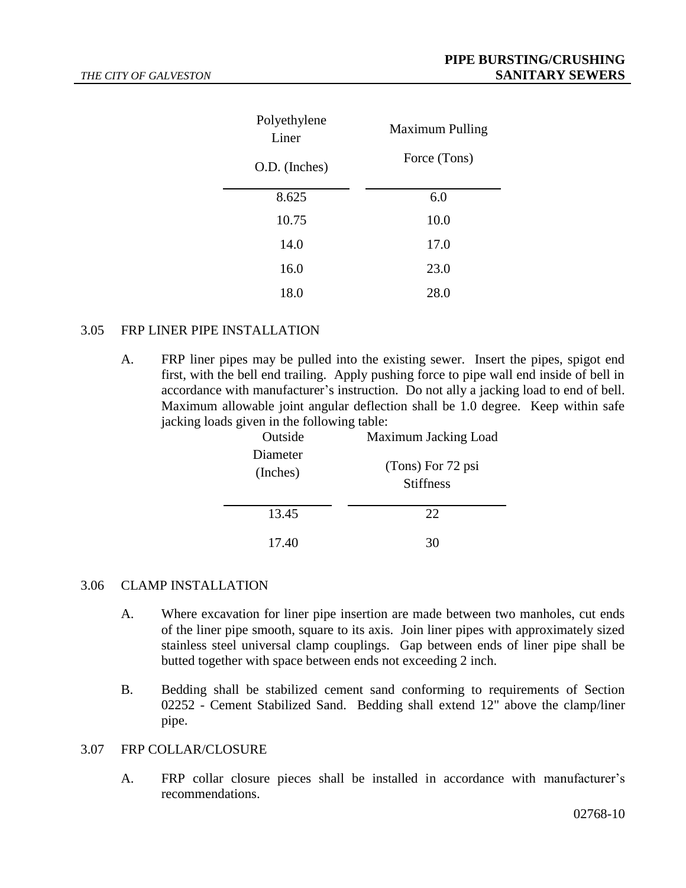| Polyethylene Liner O.D. (Inches) | Maximum Pulling Force (Tons) |
|---|---|
| 8.625 | 6.0 |
| 10.75 | 10.0 |
| 14.0 | 17.0 |
| 16.0 | 23.0 |
| 18.0 | 28.0 |

3.05 FRP LINER PIPE INSTALLATION

A. FRP liner pipes may be pulled into the existing sewer. Insert the pipes, spigot end first, with the bell end trailing. Apply pushing force to pipe wall end inside of bell in accordance with manufacturer's instruction. Do not ally a jacking load to end of bell. Maximum allowable joint angular deflection shall be 1.0 degree. Keep within safe jacking loads given in the following table:

| Outside Diameter (Inches) | Maximum Jacking Load (Tons) For 72 psi Stiffness |
|---|---|
| 13.45 | 22 |
| 17.40 | 30 |

3.06 CLAMP INSTALLATION

A. Where excavation for liner pipe insertion are made between two manholes, cut ends of the liner pipe smooth, square to its axis. Join liner pipes with approximately sized stainless steel universal clamp couplings. Gap between ends of liner pipe shall be butted together with space between ends not exceeding 2 inch.

B. Bedding shall be stabilized cement sand conforming to requirements of Section 02252 - Cement Stabilized Sand. Bedding shall extend 12" above the clamp/liner pipe.

3.07 FRP COLLAR/CLOSURE

A. FRP collar closure pieces shall be installed in accordance with manufacturer's recommendations.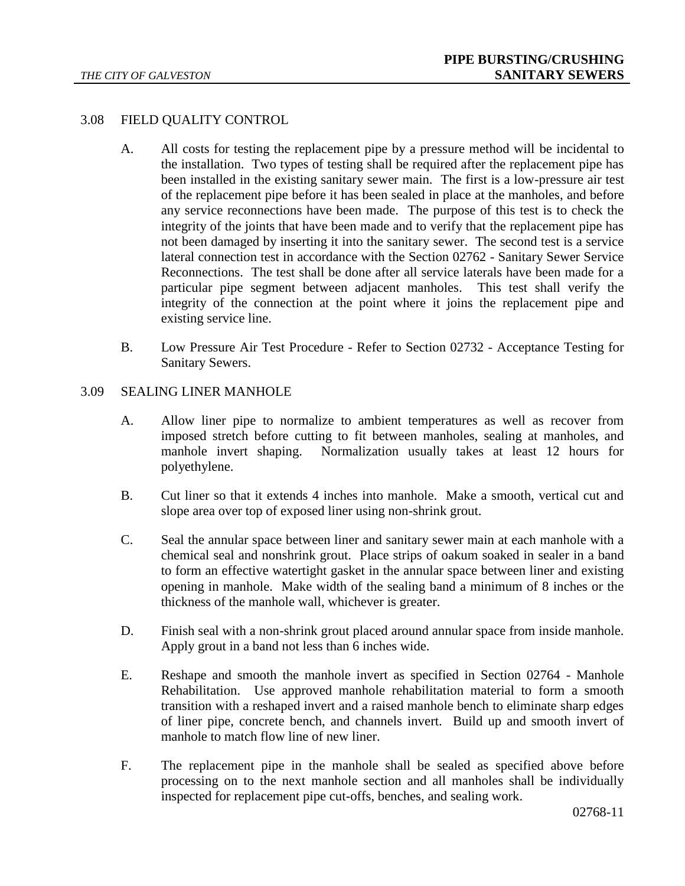## 3.08 FIELD QUALITY CONTROL

A. All costs for testing the replacement pipe by a pressure method will be incidental to the installation. Two types of testing shall be required after the replacement pipe has been installed in the existing sanitary sewer main. The first is a low-pressure air test of the replacement pipe before it has been sealed in place at the manholes, and before any service reconnections have been made. The purpose of this test is to check the integrity of the joints that have been made and to verify that the replacement pipe has not been damaged by inserting it into the sanitary sewer. The second test is a service lateral connection test in accordance with the Section 02762 - Sanitary Sewer Service Reconnections. The test shall be done after all service laterals have been made for a particular pipe segment between adjacent manholes. This test shall verify the integrity of the connection at the point where it joins the replacement pipe and existing service line.

B. Low Pressure Air Test Procedure - Refer to Section 02732 - Acceptance Testing for Sanitary Sewers.

## 3.09 SEALING LINER MANHOLE

A. Allow liner pipe to normalize to ambient temperatures as well as recover from imposed stretch before cutting to fit between manholes, sealing at manholes, and manhole invert shaping. Normalization usually takes at least 12 hours for polyethylene.

B. Cut liner so that it extends 4 inches into manhole. Make a smooth, vertical cut and slope area over top of exposed liner using non-shrink grout.

C. Seal the annular space between liner and sanitary sewer main at each manhole with a chemical seal and nonshrink grout. Place strips of oakum soaked in sealer in a band to form an effective watertight gasket in the annular space between liner and existing opening in manhole. Make width of the sealing band a minimum of 8 inches or the thickness of the manhole wall, whichever is greater.

D. Finish seal with a non-shrink grout placed around annular space from inside manhole. Apply grout in a band not less than 6 inches wide.

E. Reshape and smooth the manhole invert as specified in Section 02764 - Manhole Rehabilitation. Use approved manhole rehabilitation material to form a smooth transition with a reshaped invert and a raised manhole bench to eliminate sharp edges of liner pipe, concrete bench, and channels invert. Build up and smooth invert of manhole to match flow line of new liner.

F. The replacement pipe in the manhole shall be sealed as specified above before processing on to the next manhole section and all manholes shall be individually inspected for replacement pipe cut-offs, benches, and sealing work.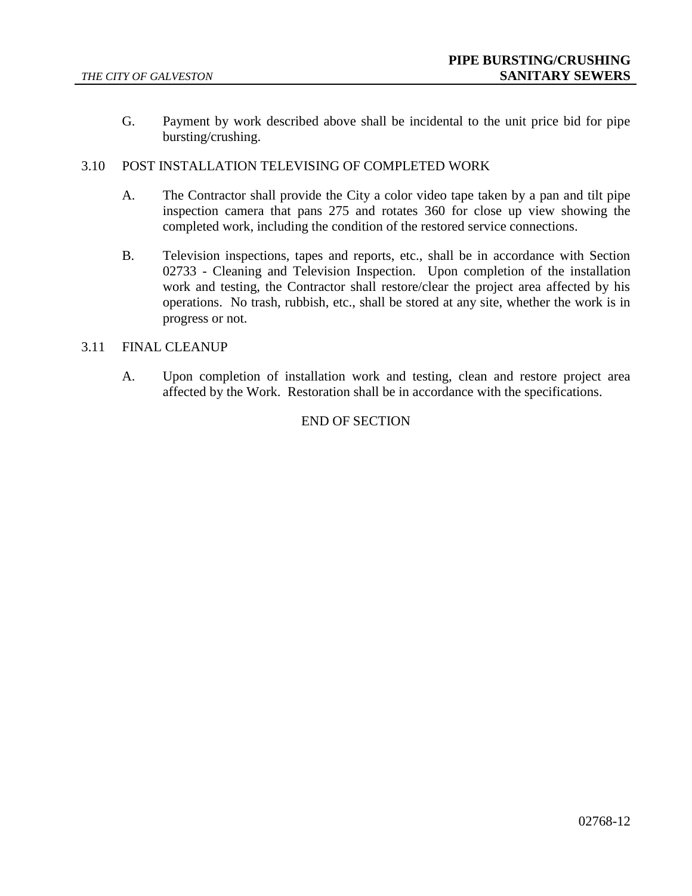G. Payment by work described above shall be incidental to the unit price bid for pipe bursting/crushing.

## 3.10 POST INSTALLATION TELEVISING OF COMPLETED WORK

A. The Contractor shall provide the City a color video tape taken by a pan and tilt pipe inspection camera that pans 275 and rotates 360 for close up view showing the completed work, including the condition of the restored service connections.

B. Television inspections, tapes and reports, etc., shall be in accordance with Section 02733 - Cleaning and Television Inspection. Upon completion of the installation work and testing, the Contractor shall restore/clear the project area affected by his operations. No trash, rubbish, etc., shall be stored at any site, whether the work is in progress or not.

## 3.11 FINAL CLEANUP

A. Upon completion of installation work and testing, clean and restore project area affected by the Work. Restoration shall be in accordance with the specifications.

END OF SECTION